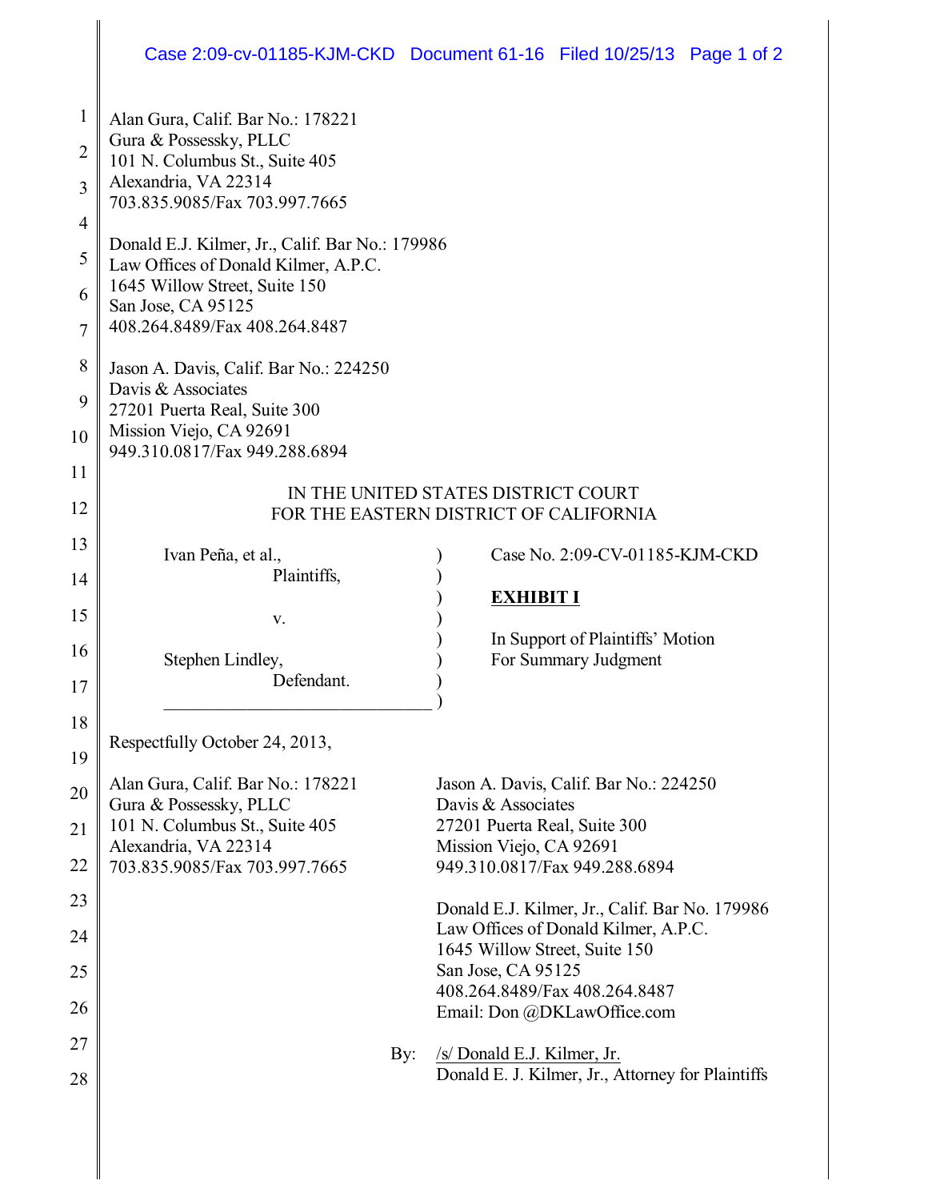Alan Gura, Calif. Bar No.: 178221
Gura & Possessky, PLLC
101 N. Columbus St., Suite 405
Alexandria, VA 22314
703.835.9085/Fax 703.997.7665

Donald E.J. Kilmer, Jr., Calif. Bar No.: 179986
Law Offices of Donald Kilmer, A.P.C.
1645 Willow Street, Suite 150
San Jose, CA 95125
408.264.8489/Fax 408.264.8487

Jason A. Davis, Calif. Bar No.: 224250
Davis & Associates
27201 Puerta Real, Suite 300
Mission Viejo, CA 92691
949.310.0817/Fax 949.288.6894

IN THE UNITED STATES DISTRICT COURT
FOR THE EASTERN DISTRICT OF CALIFORNIA

| | |
|---|---|
| Ivan Peña, et al., Plaintiffs, | Case No. 2:09-CV-01185-KJM-CKD |
| v. | **EXHIBIT I** |
| Stephen Lindley, Defendant. | In Support of Plaintiffs' Motion For Summary Judgment |

Respectfully October 24, 2013,

Alan Gura, Calif. Bar No.: 178221
Gura & Possessky, PLLC
101 N. Columbus St., Suite 405
Alexandria, VA 22314
703.835.9085/Fax 703.997.7665

Jason A. Davis, Calif. Bar No.: 224250
Davis & Associates
27201 Puerta Real, Suite 300
Mission Viejo, CA 92691
949.310.0817/Fax 949.288.6894

Donald E.J. Kilmer, Jr., Calif. Bar No. 179986
Law Offices of Donald Kilmer, A.P.C.
1645 Willow Street, Suite 150
San Jose, CA 95125
408.264.8489/Fax 408.264.8487
Email: Don @DKLawOffice.com

By: /s/ Donald E.J. Kilmer, Jr.
Donald E. J. Kilmer, Jr., Attorney for Plaintiffs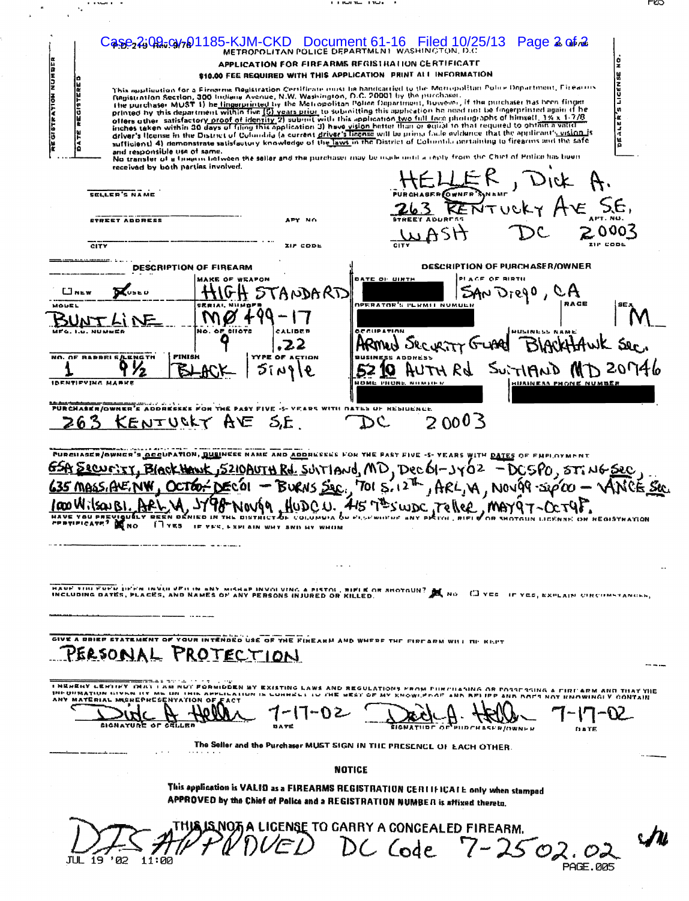METROPOLITAN POLICE DEPARTMENT WASHINGTON, D.C.

## APPLICATION FOR FIREARMS REGISTRATION CERTIFICATE

**$10.00 FEE REQUIRED WITH THIS APPLICATION PRINT ALL INFORMATION**

REGISTRATION NUMBER | DATE REGISTERED | DEALER'S LICENSE NO.

This application for a Firearms Registration Certificate must be handcarried to the Metropolitan Police Department, Firearms Registration Section, 300 Indiana Avenue, N.W. Washington, D.C. 20001 by the purchaser. The purchaser MUST 1) be fingerprinted by the Metropolitan Police Department, however, if the purchaser has been fingerprinted by this department within five (5) years prior to submitting this application he need not be fingerprinted again if he offers other satisfactory proof of identity 2) submit with this application two full face photographs of himself, 1¼ x 1-7/8 inches taken within 30 days of filing this application 3) have vision better than or equal to that required to obtain a valid driver's license in the District of Columbia (a current driver's license will be prima facie evidence that the applicant's vision is sufficient) 4) demonstrate satisfactory knowledge of the laws in the District of Columbia pertaining to firearms and the safe and responsible use of same.

No transfer of a firearm between the seller and the purchaser may be made until a reply from the Chief of Police has been received by both parties involved.

SELLER'S NAME:

STREET ADDRESS: APT. NO.

CITY: ZIP CODE:

PURCHASER/OWNER'S NAME: HELLER, Dick A.

STREET ADDRESS: 263 KENTUCKY AVE SE, APT. NO.

CITY: WASH DC ZIP CODE: 20003

### DESCRIPTION OF FIREARM

☐ NEW ☒ USED

MAKE OF WEAPON: HIGH STANDARD

MODEL: BUNTLINE

SERIAL NUMBER: MØ 499-17

MFG. I.D. NUMBER:

NO. OF SHOTS: 9

CALIBER: .22

NO. OF BARRELS/LENGTH: 1 9½

FINISH: BLACK

TYPE OF ACTION: Single

IDENTIFYING MARKS:

### DESCRIPTION OF PURCHASER/OWNER

DATE OF BIRTH: [redacted]

PLACE OF BIRTH: San Diego, CA

OPERATOR'S PERMIT NUMBER: [redacted]

RACE:

SEX: M

OCCUPATION: Armed Security Guard

BUSINESS NAME: BlackHawk Sec.

BUSINESS ADDRESS: 5210 AUTH RD SUITLAND MD 20746

HOME PHONE NUMBER: [redacted]

BUSINESS PHONE NUMBER: [redacted]

PURCHASER/OWNER'S ADDRESSES FOR THE PAST FIVE -5- YEARS WITH DATES OF RESIDENCE.

263 KENTUCKY AVE S.E. DC 20003

PURCHASER/OWNER'S OCCUPATION, BUSINESS NAME AND ADDRESSES FOR THE PAST FIVE -5- YEARS WITH DATES OF EMPLOYMENT

65A Security, BlackHawk, 5210 Auth Rd. Suitland, MD, Dec01-Jy02 — DCSPO, STING Sec, 635 Mass. Ave. NW, Oct00-Dec01 — Burns Sec, 701 S. 12th, ARL, VA, Nov99-Sep00 — Vance Sec. 1000 Wilson Bl. ARL VA, Jy98-Nov99, HUD C.U. 451 7th SWDC, Teller, May97-Oct98.

HAVE YOU PREVIOUSLY BEEN DENIED IN THE DISTRICT OF COLUMBIA OR ELSEWHERE ANY PISTOL, RIFLE OR SHOTGUN LICENSE OR REGISTRATION CERTIFICATE? ☒ NO ☐ YES IF YES, EXPLAIN WHY AND BY WHOM

HAVE YOU EVER BEEN INVOLVED IN ANY MISHAP INVOLVING A PISTOL, RIFLE OR SHOTGUN? ☒ NO ☐ YES IF YES, EXPLAIN CIRCUMSTANCES, INCLUDING DATES, PLACES, AND NAMES OF ANY PERSONS INJURED OR KILLED.

GIVE A BRIEF STATEMENT OF YOUR INTENDED USE OF THE FIREARM AND WHERE THE FIREARM WILL BE KEPT

PERSONAL PROTECTION

I HEREBY CERTIFY THAT I AM NOT FORBIDDEN BY EXISTING LAWS AND REGULATIONS FROM PURCHASING OR POSSESSING A FIREARM AND THAT THE INFORMATION GIVEN BY ME ON THIS APPLICATION IS CORRECT TO THE BEST OF MY KNOWLEDGE AND BELIEF AND DOES NOT KNOWINGLY CONTAIN ANY MATERIAL MISREPRESENTATION OF FACT

SIGNATURE OF SELLER: Dick A. Heller DATE: 7-17-02

SIGNATURE OF PURCHASER/OWNER: Dick A. Heller DATE: 7-17-02

The Seller and the Purchaser MUST SIGN IN THE PRESENCE OF EACH OTHER.

### NOTICE

**This application is VALID as a FIREARMS REGISTRATION CERTIFICATE only when stamped APPROVED by the Chief of Police and a REGISTRATION NUMBER is affixed thereto.**

THIS IS NOT A LICENSE TO CARRY A CONCEALED FIREARM.

DIS APPROVED DC Code 7-2502.02

JUL 19 '02 11:00